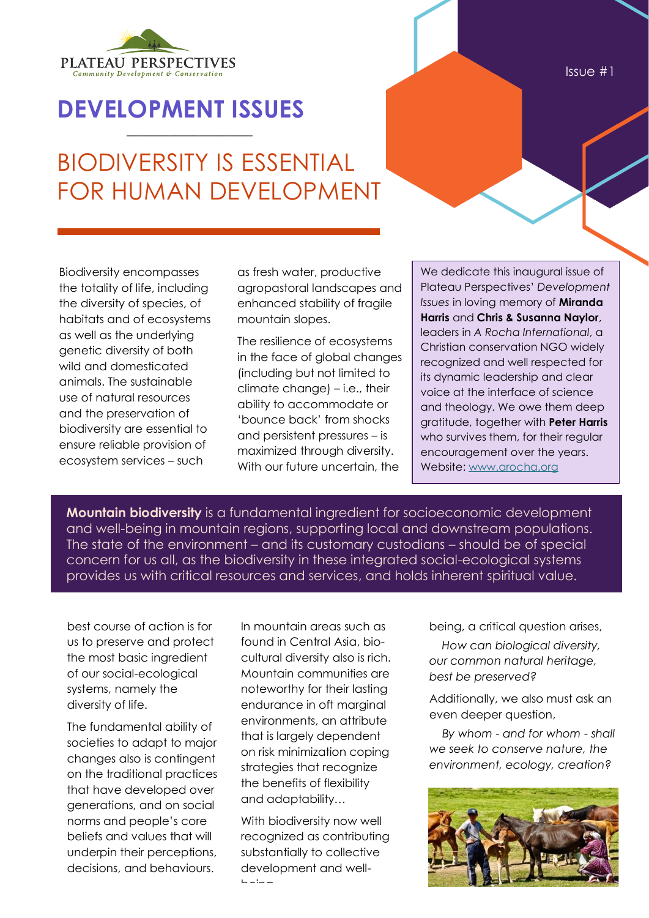PLATEAU PERSPECTIVES
Community Development & Conservation

Issue #1

# DEVELOPMENT ISSUES

## BIODIVERSITY IS ESSENTIAL FOR HUMAN DEVELOPMENT

Biodiversity encompasses the totality of life, including the diversity of species, of habitats and of ecosystems as well as the underlying genetic diversity of both wild and domesticated animals. The sustainable use of natural resources and the preservation of biodiversity are essential to ensure reliable provision of ecosystem services – such as fresh water, productive agropastoral landscapes and enhanced stability of fragile mountain slopes.

The resilience of ecosystems in the face of global changes (including but not limited to climate change) – i.e., their ability to accommodate or 'bounce back' from shocks and persistent pressures – is maximized through diversity. With our future uncertain, the best course of action is for us to preserve and protect the most basic ingredient of our social-ecological systems, namely the diversity of life.

The fundamental ability of societies to adapt to major changes also is contingent on the traditional practices that have developed over generations, and on social norms and people's core beliefs and values that will underpin their perceptions, decisions, and behaviours.

In mountain areas such as found in Central Asia, bio-cultural diversity also is rich. Mountain communities are noteworthy for their lasting endurance in oft marginal environments, an attribute that is largely dependent on risk minimization coping strategies that recognize the benefits of flexibility and adaptability…

With biodiversity now well recognized as contributing substantially to collective development and well-being, a critical question arises,

*How can biological diversity, our common natural heritage, best be preserved?*

Additionally, we also must ask an even deeper question,

*By whom - and for whom - shall we seek to conserve nature, the environment, ecology, creation?*

> We dedicate this inaugural issue of Plateau Perspectives' *Development Issues* in loving memory of **Miranda Harris** and **Chris & Susanna Naylor**, leaders in *A Rocha International*, a Christian conservation NGO widely recognized and well respected for its dynamic leadership and clear voice at the interface of science and theology. We owe them deep gratitude, together with **Peter Harris** who survives them, for their regular encouragement over the years. Website: www.arocha.org

> **Mountain biodiversity** is a fundamental ingredient for socioeconomic development and well-being in mountain regions, supporting local and downstream populations. The state of the environment – and its customary custodians – should be of special concern for us all, as the biodiversity in these integrated social-ecological systems provides us with critical resources and services, and holds inherent spiritual value.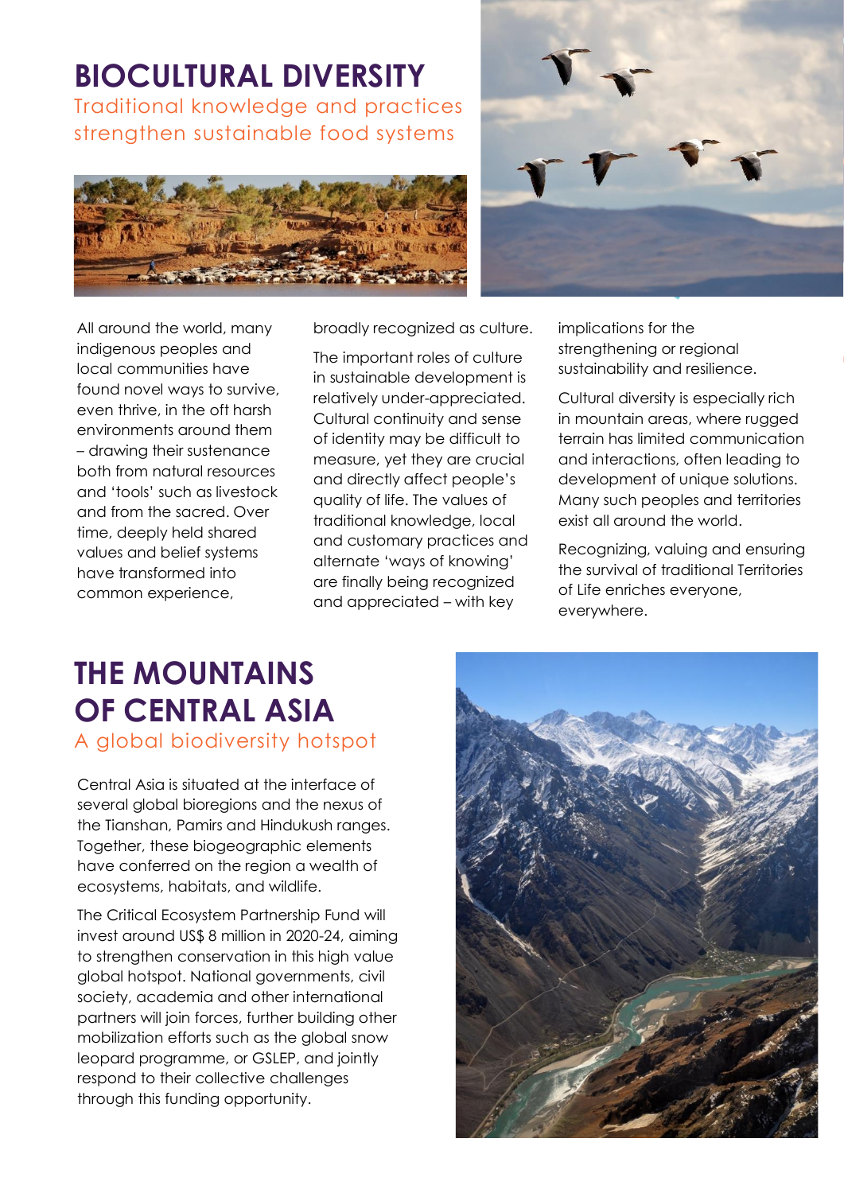# BIOCULTURAL DIVERSITY

## Traditional knowledge and practices strengthen sustainable food systems

All around the world, many indigenous peoples and local communities have found novel ways to survive, even thrive, in the oft harsh environments around them – drawing their sustenance both from natural resources and 'tools' such as livestock and from the sacred. Over time, deeply held shared values and belief systems have transformed into common experience, broadly recognized as culture.

The important roles of culture in sustainable development is relatively under-appreciated. Cultural continuity and sense of identity may be difficult to measure, yet they are crucial and directly affect people's quality of life. The values of traditional knowledge, local and customary practices and alternate 'ways of knowing' are finally being recognized and appreciated – with key implications for the strengthening or regional sustainability and resilience.

Cultural diversity is especially rich in mountain areas, where rugged terrain has limited communication and interactions, often leading to development of unique solutions. Many such peoples and territories exist all around the world.

Recognizing, valuing and ensuring the survival of traditional Territories of Life enriches everyone, everywhere.

# THE MOUNTAINS OF CENTRAL ASIA

## A global biodiversity hotspot

Central Asia is situated at the interface of several global bioregions and the nexus of the Tianshan, Pamirs and Hindukush ranges. Together, these biogeographic elements have conferred on the region a wealth of ecosystems, habitats, and wildlife.

The Critical Ecosystem Partnership Fund will invest around US$ 8 million in 2020-24, aiming to strengthen conservation in this high value global hotspot. National governments, civil society, academia and other international partners will join forces, further building other mobilization efforts such as the global snow leopard programme, or GSLEP, and jointly respond to their collective challenges through this funding opportunity.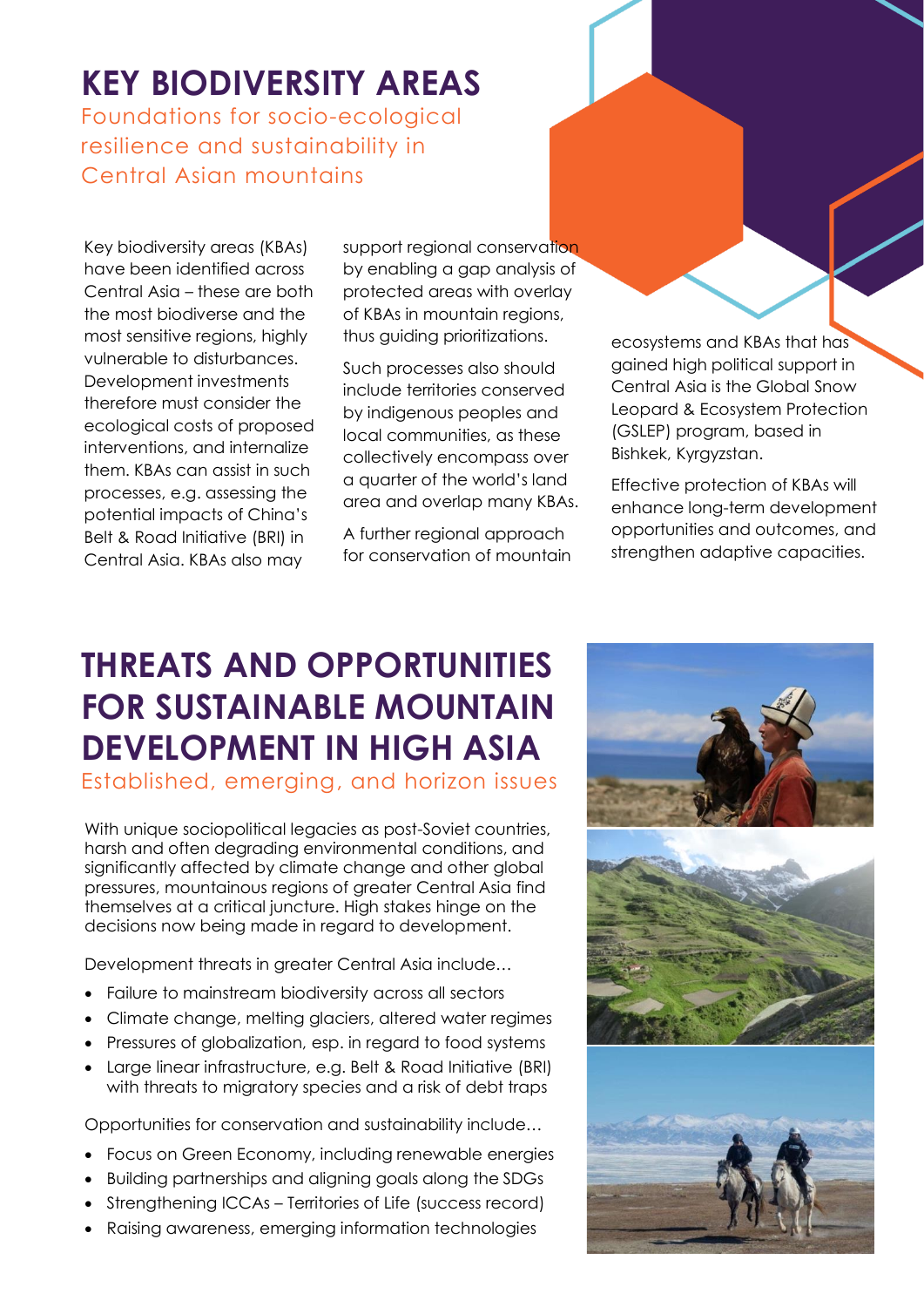# KEY BIODIVERSITY AREAS

## Foundations for socio-ecological resilience and sustainability in Central Asian mountains

Key biodiversity areas (KBAs) have been identified across Central Asia – these are both the most biodiverse and the most sensitive regions, highly vulnerable to disturbances. Development investments therefore must consider the ecological costs of proposed interventions, and internalize them. KBAs can assist in such processes, e.g. assessing the potential impacts of China's Belt & Road Initiative (BRI) in Central Asia. KBAs also may support regional conservation by enabling a gap analysis of protected areas with overlay of KBAs in mountain regions, thus guiding prioritizations.

Such processes also should include territories conserved by indigenous peoples and local communities, as these collectively encompass over a quarter of the world's land area and overlap many KBAs.

A further regional approach for conservation of mountain ecosystems and KBAs that has gained high political support in Central Asia is the Global Snow Leopard & Ecosystem Protection (GSLEP) program, based in Bishkek, Kyrgyzstan.

Effective protection of KBAs will enhance long-term development opportunities and outcomes, and strengthen adaptive capacities.

# THREATS AND OPPORTUNITIES FOR SUSTAINABLE MOUNTAIN DEVELOPMENT IN HIGH ASIA

## Established, emerging, and horizon issues

With unique sociopolitical legacies as post-Soviet countries, harsh and often degrading environmental conditions, and significantly affected by climate change and other global pressures, mountainous regions of greater Central Asia find themselves at a critical juncture. High stakes hinge on the decisions now being made in regard to development.

Development threats in greater Central Asia include…

- Failure to mainstream biodiversity across all sectors
- Climate change, melting glaciers, altered water regimes
- Pressures of globalization, esp. in regard to food systems
- Large linear infrastructure, e.g. Belt & Road Initiative (BRI) with threats to migratory species and a risk of debt traps

Opportunities for conservation and sustainability include…

- Focus on Green Economy, including renewable energies
- Building partnerships and aligning goals along the SDGs
- Strengthening ICCAs – Territories of Life (success record)
- Raising awareness, emerging information technologies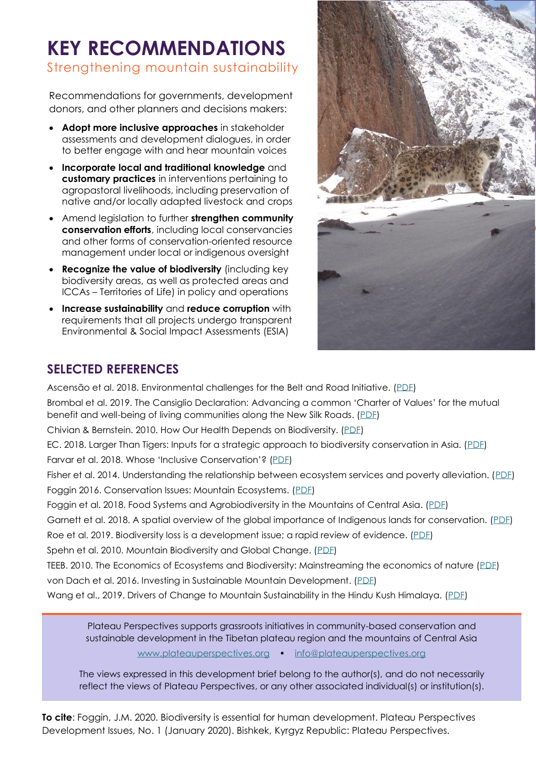# KEY RECOMMENDATIONS

## Strengthening mountain sustainability

Recommendations for governments, development donors, and other planners and decisions makers:

- **Adopt more inclusive approaches** in stakeholder assessments and development dialogues, in order to better engage with and hear mountain voices
- **Incorporate local and traditional knowledge** and **customary practices** in interventions pertaining to agropastoral livelihoods, including preservation of native and/or locally adapted livestock and crops
- Amend legislation to further **strengthen community conservation efforts**, including local conservancies and other forms of conservation-oriented resource management under local or indigenous oversight
- **Recognize the value of biodiversity** (including key biodiversity areas, as well as protected areas and ICCAs – Territories of Life) in policy and operations
- **Increase sustainability** and **reduce corruption** with requirements that all projects undergo transparent Environmental & Social Impact Assessments (ESIA)

## SELECTED REFERENCES

Ascensão et al. 2018. Environmental challenges for the Belt and Road Initiative. (PDF)

Brombal et al. 2019. The Cansiglio Declaration: Advancing a common 'Charter of Values' for the mutual benefit and well-being of living communities along the New Silk Roads. (PDF)

Chivian & Bernstein. 2010. How Our Health Depends on Biodiversity. (PDF)

EC. 2018. Larger Than Tigers: Inputs for a strategic approach to biodiversity conservation in Asia. (PDF)

Farvar et al. 2018. Whose 'Inclusive Conservation'? (PDF)

Fisher et al. 2014. Understanding the relationship between ecosystem services and poverty alleviation. (PDF)

Foggin 2016. Conservation Issues: Mountain Ecosystems. (PDF)

Foggin et al. 2018. Food Systems and Agrobiodiversity in the Mountains of Central Asia. (PDF)

Garnett et al. 2018. A spatial overview of the global importance of Indigenous lands for conservation. (PDF)

Roe et al. 2019. Biodiversity loss is a development issue; a rapid review of evidence. (PDF)

Spehn et al. 2010. Mountain Biodiversity and Global Change. (PDF)

TEEB. 2010. The Economics of Ecosystems and Biodiversity: Mainstreaming the economics of nature (PDF)

von Dach et al. 2016. Investing in Sustainable Mountain Development. (PDF)

Wang et al., 2019. Drivers of Change to Mountain Sustainability in the Hindu Kush Himalaya. (PDF)

---

Plateau Perspectives supports grassroots initiatives in community-based conservation and sustainable development in the Tibetan plateau region and the mountains of Central Asia

www.plateauperspectives.org • info@plateauperspectives.org

The views expressed in this development brief belong to the author(s), and do not necessarily reflect the views of Plateau Perspectives, or any other associated individual(s) or institution(s).

**To cite**: Foggin, J.M. 2020. Biodiversity is essential for human development. Plateau Perspectives Development Issues, No. 1 (January 2020). Bishkek, Kyrgyz Republic: Plateau Perspectives.